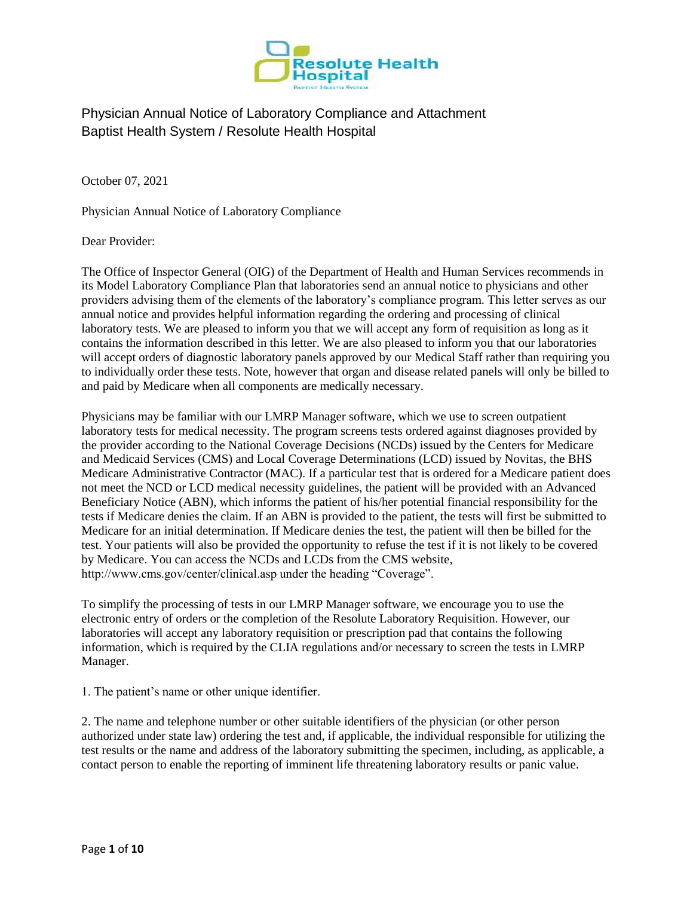# Physician Annual Notice of Laboratory Compliance and Attachment
## Baptist Health System / Resolute Health Hospital

October 07, 2021

Physician Annual Notice of Laboratory Compliance

Dear Provider:

The Office of Inspector General (OIG) of the Department of Health and Human Services recommends in its Model Laboratory Compliance Plan that laboratories send an annual notice to physicians and other providers advising them of the elements of the laboratory's compliance program. This letter serves as our annual notice and provides helpful information regarding the ordering and processing of clinical laboratory tests. We are pleased to inform you that we will accept any form of requisition as long as it contains the information described in this letter. We are also pleased to inform you that our laboratories will accept orders of diagnostic laboratory panels approved by our Medical Staff rather than requiring you to individually order these tests. Note, however that organ and disease related panels will only be billed to and paid by Medicare when all components are medically necessary.

Physicians may be familiar with our LMRP Manager software, which we use to screen outpatient laboratory tests for medical necessity. The program screens tests ordered against diagnoses provided by the provider according to the National Coverage Decisions (NCDs) issued by the Centers for Medicare and Medicaid Services (CMS) and Local Coverage Determinations (LCD) issued by Novitas, the BHS Medicare Administrative Contractor (MAC). If a particular test that is ordered for a Medicare patient does not meet the NCD or LCD medical necessity guidelines, the patient will be provided with an Advanced Beneficiary Notice (ABN), which informs the patient of his/her potential financial responsibility for the tests if Medicare denies the claim. If an ABN is provided to the patient, the tests will first be submitted to Medicare for an initial determination. If Medicare denies the test, the patient will then be billed for the test. Your patients will also be provided the opportunity to refuse the test if it is not likely to be covered by Medicare. You can access the NCDs and LCDs from the CMS website, http://www.cms.gov/center/clinical.asp under the heading "Coverage".

To simplify the processing of tests in our LMRP Manager software, we encourage you to use the electronic entry of orders or the completion of the Resolute Laboratory Requisition. However, our laboratories will accept any laboratory requisition or prescription pad that contains the following information, which is required by the CLIA regulations and/or necessary to screen the tests in LMRP Manager.

1. The patient's name or other unique identifier.

2. The name and telephone number or other suitable identifiers of the physician (or other person authorized under state law) ordering the test and, if applicable, the individual responsible for utilizing the test results or the name and address of the laboratory submitting the specimen, including, as applicable, a contact person to enable the reporting of imminent life threatening laboratory results or panic value.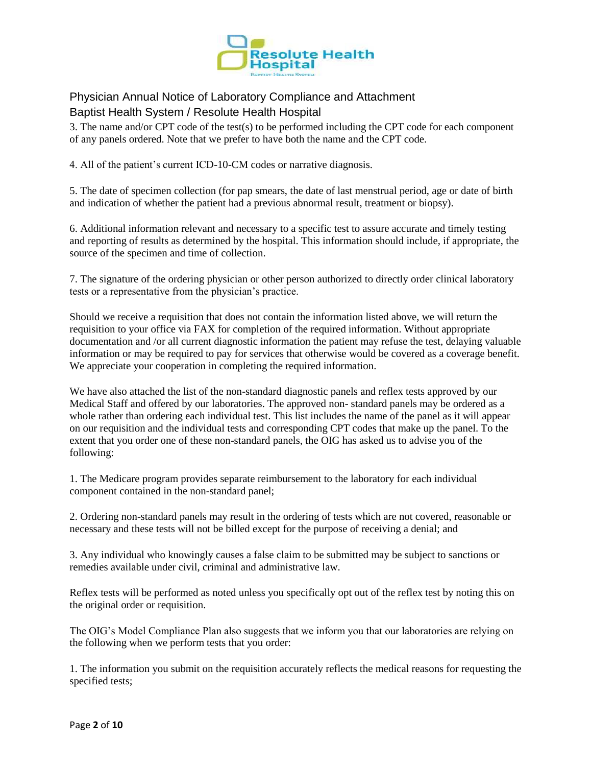Physician Annual Notice of Laboratory Compliance and Attachment
Baptist Health System / Resolute Health Hospital

3. The name and/or CPT code of the test(s) to be performed including the CPT code for each component of any panels ordered. Note that we prefer to have both the name and the CPT code.

4. All of the patient's current ICD-10-CM codes or narrative diagnosis.

5. The date of specimen collection (for pap smears, the date of last menstrual period, age or date of birth and indication of whether the patient had a previous abnormal result, treatment or biopsy).

6. Additional information relevant and necessary to a specific test to assure accurate and timely testing and reporting of results as determined by the hospital. This information should include, if appropriate, the source of the specimen and time of collection.

7. The signature of the ordering physician or other person authorized to directly order clinical laboratory tests or a representative from the physician's practice.

Should we receive a requisition that does not contain the information listed above, we will return the requisition to your office via FAX for completion of the required information. Without appropriate documentation and /or all current diagnostic information the patient may refuse the test, delaying valuable information or may be required to pay for services that otherwise would be covered as a coverage benefit. We appreciate your cooperation in completing the required information.

We have also attached the list of the non-standard diagnostic panels and reflex tests approved by our Medical Staff and offered by our laboratories. The approved non- standard panels may be ordered as a whole rather than ordering each individual test. This list includes the name of the panel as it will appear on our requisition and the individual tests and corresponding CPT codes that make up the panel. To the extent that you order one of these non-standard panels, the OIG has asked us to advise you of the following:

1. The Medicare program provides separate reimbursement to the laboratory for each individual component contained in the non-standard panel;

2. Ordering non-standard panels may result in the ordering of tests which are not covered, reasonable or necessary and these tests will not be billed except for the purpose of receiving a denial; and

3. Any individual who knowingly causes a false claim to be submitted may be subject to sanctions or remedies available under civil, criminal and administrative law.

Reflex tests will be performed as noted unless you specifically opt out of the reflex test by noting this on the original order or requisition.

The OIG's Model Compliance Plan also suggests that we inform you that our laboratories are relying on the following when we perform tests that you order:

1. The information you submit on the requisition accurately reflects the medical reasons for requesting the specified tests;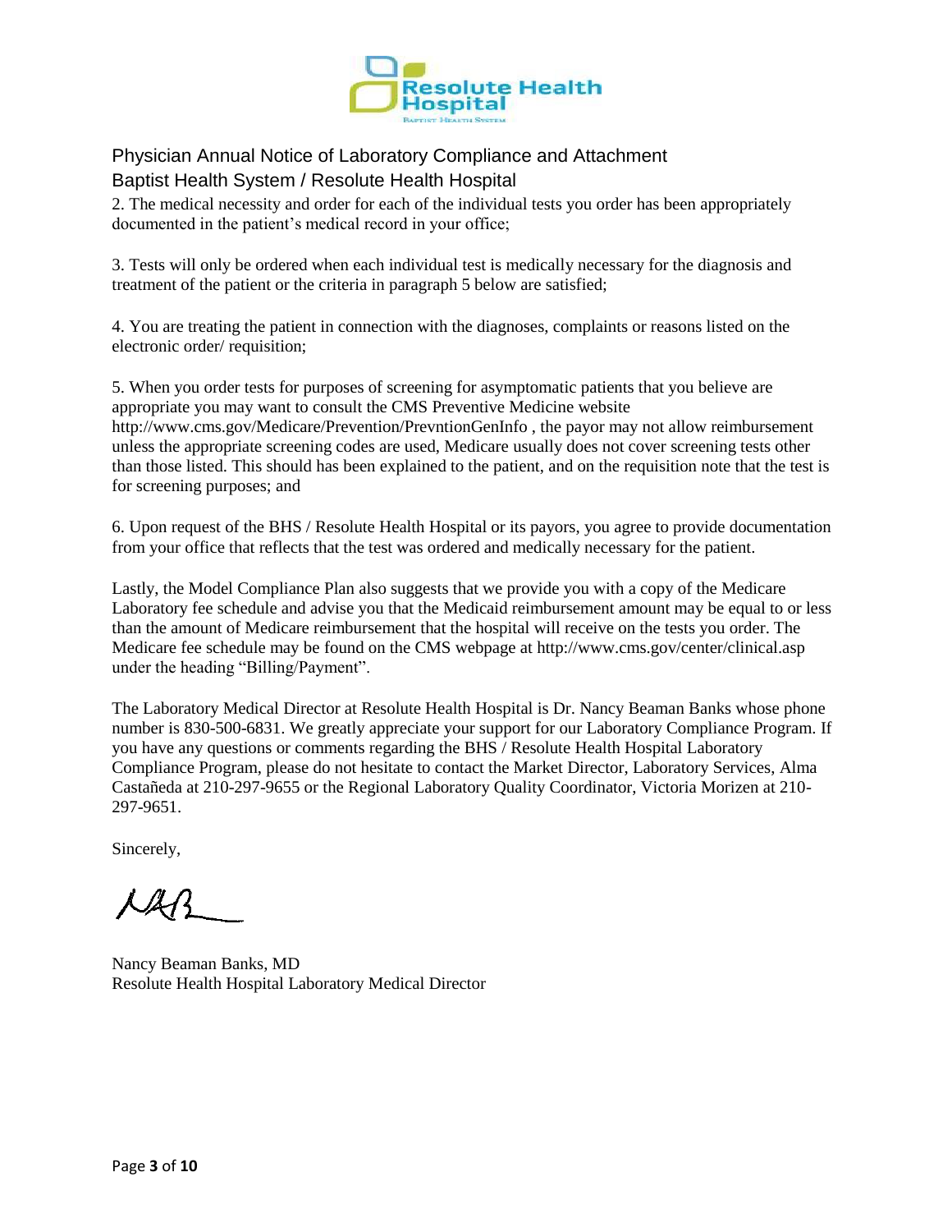Physician Annual Notice of Laboratory Compliance and Attachment
Baptist Health System / Resolute Health Hospital

2. The medical necessity and order for each of the individual tests you order has been appropriately documented in the patient's medical record in your office;

3. Tests will only be ordered when each individual test is medically necessary for the diagnosis and treatment of the patient or the criteria in paragraph 5 below are satisfied;

4. You are treating the patient in connection with the diagnoses, complaints or reasons listed on the electronic order/ requisition;

5. When you order tests for purposes of screening for asymptomatic patients that you believe are appropriate you may want to consult the CMS Preventive Medicine website http://www.cms.gov/Medicare/Prevention/PrevntionGenInfo , the payor may not allow reimbursement unless the appropriate screening codes are used, Medicare usually does not cover screening tests other than those listed. This should has been explained to the patient, and on the requisition note that the test is for screening purposes; and

6. Upon request of the BHS / Resolute Health Hospital or its payors, you agree to provide documentation from your office that reflects that the test was ordered and medically necessary for the patient.

Lastly, the Model Compliance Plan also suggests that we provide you with a copy of the Medicare Laboratory fee schedule and advise you that the Medicaid reimbursement amount may be equal to or less than the amount of Medicare reimbursement that the hospital will receive on the tests you order. The Medicare fee schedule may be found on the CMS webpage at http://www.cms.gov/center/clinical.asp under the heading "Billing/Payment".

The Laboratory Medical Director at Resolute Health Hospital is Dr. Nancy Beaman Banks whose phone number is 830-500-6831. We greatly appreciate your support for our Laboratory Compliance Program. If you have any questions or comments regarding the BHS / Resolute Health Hospital Laboratory Compliance Program, please do not hesitate to contact the Market Director, Laboratory Services, Alma Castañeda at 210-297-9655 or the Regional Laboratory Quality Coordinator, Victoria Morizen at 210-297-9651.

Sincerely,

Nancy Beaman Banks, MD
Resolute Health Hospital Laboratory Medical Director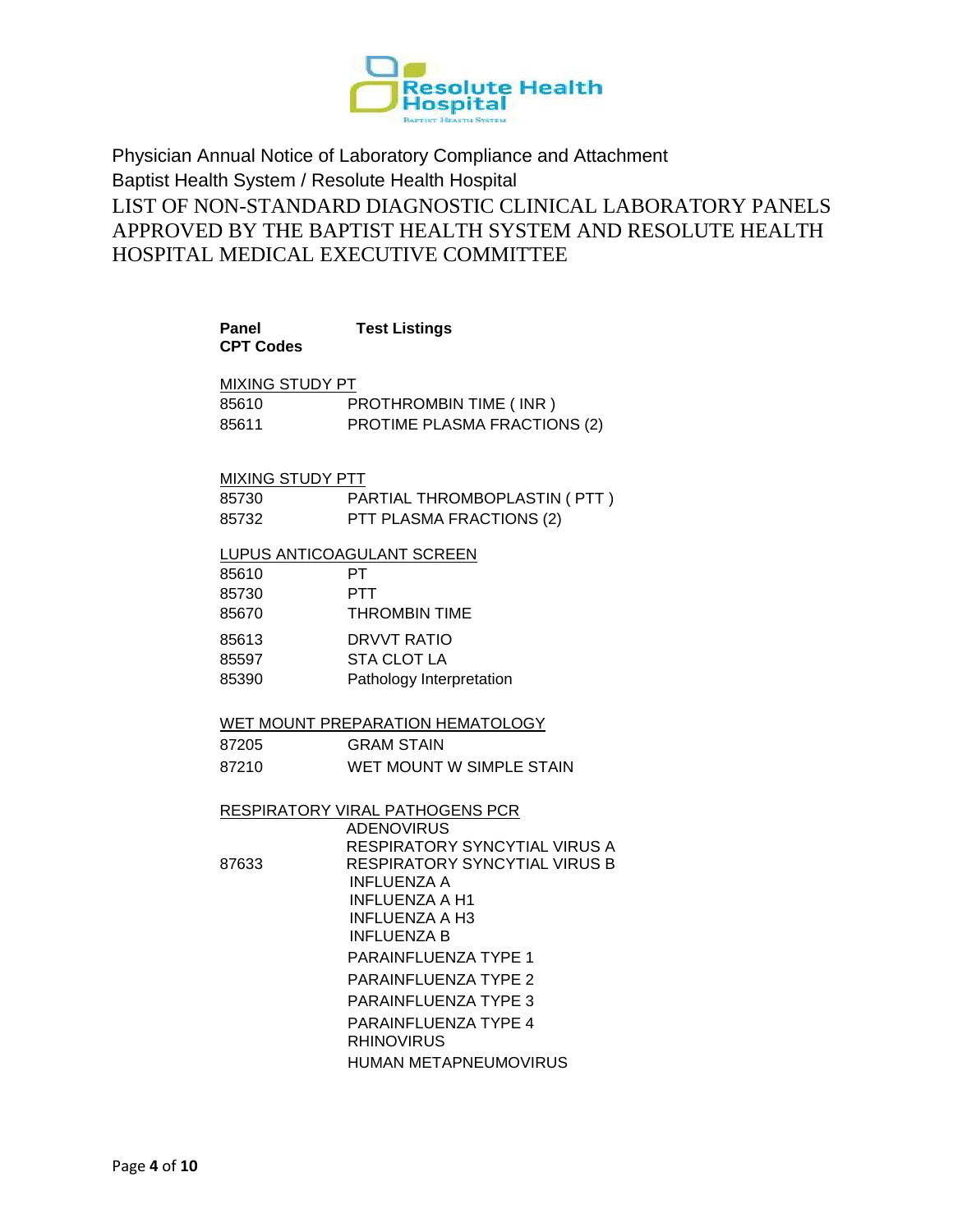Physician Annual Notice of Laboratory Compliance and Attachment

Baptist Health System / Resolute Health Hospital

# LIST OF NON-STANDARD DIAGNOSTIC CLINICAL LABORATORY PANELS APPROVED BY THE BAPTIST HEALTH SYSTEM AND RESOLUTE HEALTH HOSPITAL MEDICAL EXECUTIVE COMMITTEE

| Panel CPT Codes | Test Listings |
|---|---|
| **MIXING STUDY PT** | |
| 85610 | PROTHROMBIN TIME ( INR ) |
| 85611 | PROTIME PLASMA FRACTIONS (2) |
| **MIXING STUDY PTT** | |
| 85730 | PARTIAL THROMBOPLASTIN ( PTT ) |
| 85732 | PTT PLASMA FRACTIONS (2) |
| **LUPUS ANTICOAGULANT SCREEN** | |
| 85610 | PT |
| 85730 | PTT |
| 85670 | THROMBIN TIME |
| 85613 | DRVVT RATIO |
| 85597 | STA CLOT LA |
| 85390 | Pathology Interpretation |
| **WET MOUNT PREPARATION HEMATOLOGY** | |
| 87205 | GRAM STAIN |
| 87210 | WET MOUNT W SIMPLE STAIN |
| **RESPIRATORY VIRAL PATHOGENS PCR** | |
| 87633 | ADENOVIRUS<br>RESPIRATORY SYNCYTIAL VIRUS A<br>RESPIRATORY SYNCYTIAL VIRUS B<br>INFLUENZA A<br>INFLUENZA A H1<br>INFLUENZA A H3<br>INFLUENZA B<br>PARAINFLUENZA TYPE 1<br>PARAINFLUENZA TYPE 2<br>PARAINFLUENZA TYPE 3<br>PARAINFLUENZA TYPE 4<br>RHINOVIRUS<br>HUMAN METAPNEUMOVIRUS |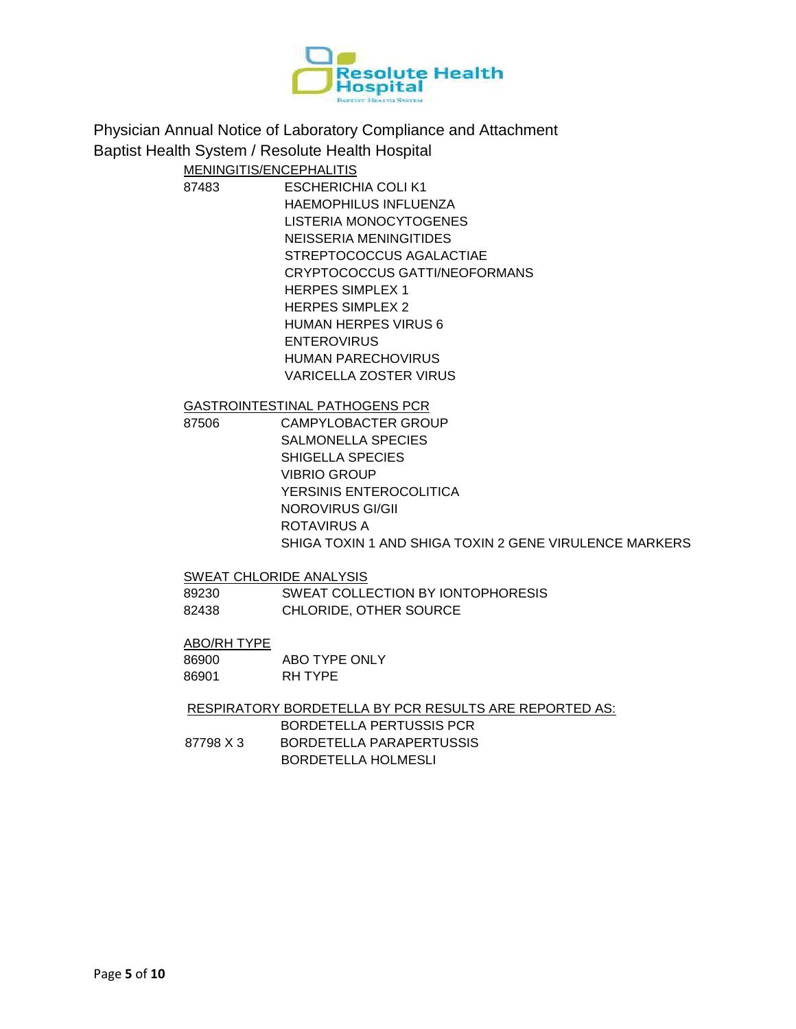Physician Annual Notice of Laboratory Compliance and Attachment

Baptist Health System / Resolute Health Hospital

MENINGITIS/ENCEPHALITIS

| | |
|---|---|
| 87483 | ESCHERICHIA COLI K1 |
| | HAEMOPHILUS INFLUENZA |
| | LISTERIA MONOCYTOGENES |
| | NEISSERIA MENINGITIDES |
| | STREPTOCOCCUS AGALACTIAE |
| | CRYPTOCOCCUS GATTI/NEOFORMANS |
| | HERPES SIMPLEX 1 |
| | HERPES SIMPLEX 2 |
| | HUMAN HERPES VIRUS 6 |
| | ENTEROVIRUS |
| | HUMAN PARECHOVIRUS |
| | VARICELLA ZOSTER VIRUS |

GASTROINTESTINAL PATHOGENS PCR

| | |
|---|---|
| 87506 | CAMPYLOBACTER GROUP |
| | SALMONELLA SPECIES |
| | SHIGELLA SPECIES |
| | VIBRIO GROUP |
| | YERSINIS ENTEROCOLITICA |
| | NOROVIRUS GI/GII |
| | ROTAVIRUS A |
| | SHIGA TOXIN 1 AND SHIGA TOXIN 2 GENE VIRULENCE MARKERS |

SWEAT CHLORIDE ANALYSIS

| | |
|---|---|
| 89230 | SWEAT COLLECTION BY IONTOPHORESIS |
| 82438 | CHLORIDE, OTHER SOURCE |

ABO/RH TYPE

| | |
|---|---|
| 86900 | ABO TYPE ONLY |
| 86901 | RH TYPE |

RESPIRATORY BORDETELLA BY PCR RESULTS ARE REPORTED AS:

| | |
|---|---|
| | BORDETELLA PERTUSSIS PCR |
| 87798 X 3 | BORDETELLA PARAPERTUSSIS |
| | BORDETELLA HOLMESLI |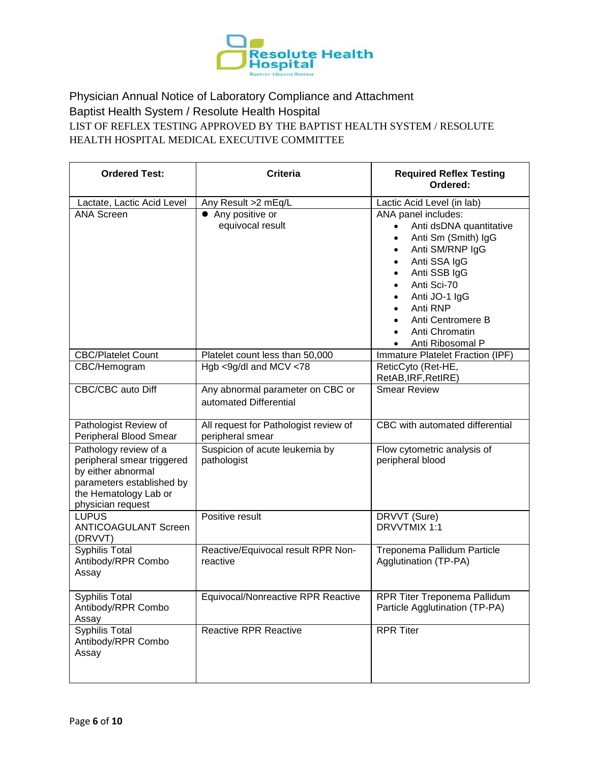Resolute Health Hospital
Baptist Health System

Physician Annual Notice of Laboratory Compliance and Attachment

Baptist Health System / Resolute Health Hospital

LIST OF REFLEX TESTING APPROVED BY THE BAPTIST HEALTH SYSTEM / RESOLUTE HEALTH HOSPITAL MEDICAL EXECUTIVE COMMITTEE

| Ordered Test: | Criteria | Required Reflex Testing Ordered: |
|---|---|---|
| Lactate, Lactic Acid Level | Any Result >2 mEq/L | Lactic Acid Level (in lab) |
| ANA Screen | • Any positive or equivocal result | ANA panel includes: <br>• Anti dsDNA quantitative <br>• Anti Sm (Smith) IgG <br>• Anti SM/RNP IgG <br>• Anti SSA IgG <br>• Anti SSB IgG <br>• Anti Sci-70 <br>• Anti JO-1 IgG <br>• Anti RNP <br>• Anti Centromere B <br>• Anti Chromatin <br>• Anti Ribosomal P |
| CBC/Platelet Count | Platelet count less than 50,000 | Immature Platelet Fraction (IPF) |
| CBC/Hemogram | Hgb <9g/dl and MCV <78 | ReticCyto (Ret-HE, RetAB,IRF,RetIRE) |
| CBC/CBC auto Diff | Any abnormal parameter on CBC or automated Differential | Smear Review |
| Pathologist Review of Peripheral Blood Smear | All request for Pathologist review of peripheral smear | CBC with automated differential |
| Pathology review of a peripheral smear triggered by either abnormal parameters established by the Hematology Lab or physician request | Suspicion of acute leukemia by pathologist | Flow cytometric analysis of peripheral blood |
| LUPUS ANTICOAGULANT Screen (DRVVT) | Positive result | DRVVT (Sure) <br>DRVVTMIX 1:1 |
| Syphilis Total Antibody/RPR Combo Assay | Reactive/Equivocal result RPR Non-reactive | Treponema Pallidum Particle Agglutination (TP-PA) |
| Syphilis Total Antibody/RPR Combo Assay | Equivocal/Nonreactive RPR Reactive | RPR Titer Treponema Pallidum Particle Agglutination (TP-PA) |
| Syphilis Total Antibody/RPR Combo Assay | Reactive RPR Reactive | RPR Titer |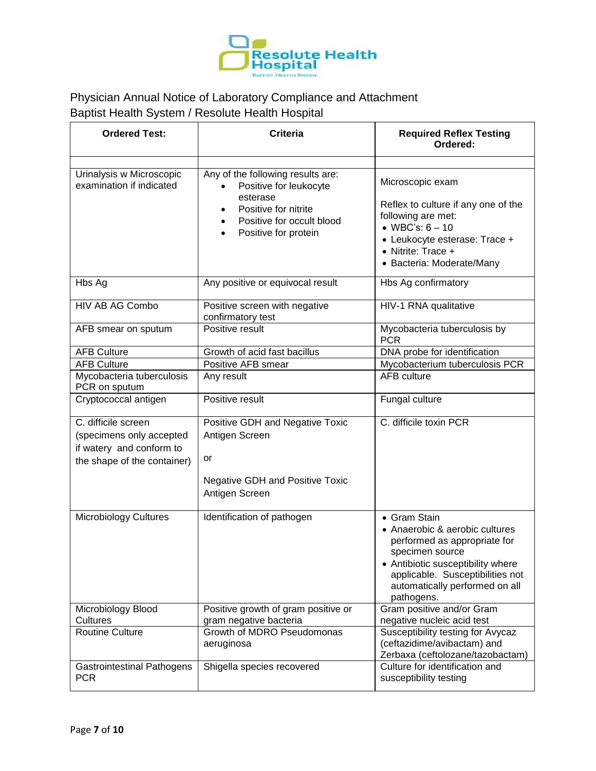Physician Annual Notice of Laboratory Compliance and Attachment
Baptist Health System / Resolute Health Hospital

| Ordered Test: | Criteria | Required Reflex Testing Ordered: |
|---|---|---|
| | | |
| Urinalysis w Microscopic examination if indicated | Any of the following results are:<br>• Positive for leukocyte esterase<br>• Positive for nitrite<br>• Positive for occult blood<br>• Positive for protein | Microscopic exam<br><br>Reflex to culture if any one of the following are met:<br>• WBC's: 6 – 10<br>• Leukocyte esterase: Trace +<br>• Nitrite: Trace +<br>• Bacteria: Moderate/Many |
| Hbs Ag | Any positive or equivocal result | Hbs Ag confirmatory |
| HIV AB AG Combo | Positive screen with negative confirmatory test | HIV-1 RNA qualitative |
| AFB smear on sputum | Positive result | Mycobacteria tuberculosis by PCR |
| AFB Culture | Growth of acid fast bacillus | DNA probe for identification |
| AFB Culture | Positive AFB smear | Mycobacterium tuberculosis PCR |
| Mycobacteria tuberculosis PCR on sputum | Any result | AFB culture |
| Cryptococcal antigen | Positive result | Fungal culture |
| C. difficile screen (specimens only accepted if watery and conform to the shape of the container) | Positive GDH and Negative Toxic Antigen Screen<br><br>or<br><br>Negative GDH and Positive Toxic Antigen Screen | C. difficile toxin PCR |
| Microbiology Cultures | Identification of pathogen | • Gram Stain<br>• Anaerobic & aerobic cultures performed as appropriate for specimen source<br>• Antibiotic susceptibility where applicable. Susceptibilities not automatically performed on all pathogens. |
| Microbiology Blood Cultures | Positive growth of gram positive or gram negative bacteria | Gram positive and/or Gram negative nucleic acid test |
| Routine Culture | Growth of MDRO Pseudomonas aeruginosa | Susceptibility testing for Avycaz (ceftazidime/avibactam) and Zerbaxa (ceftolozane/tazobactam) |
| Gastrointestinal Pathogens PCR | Shigella species recovered | Culture for identification and susceptibility testing |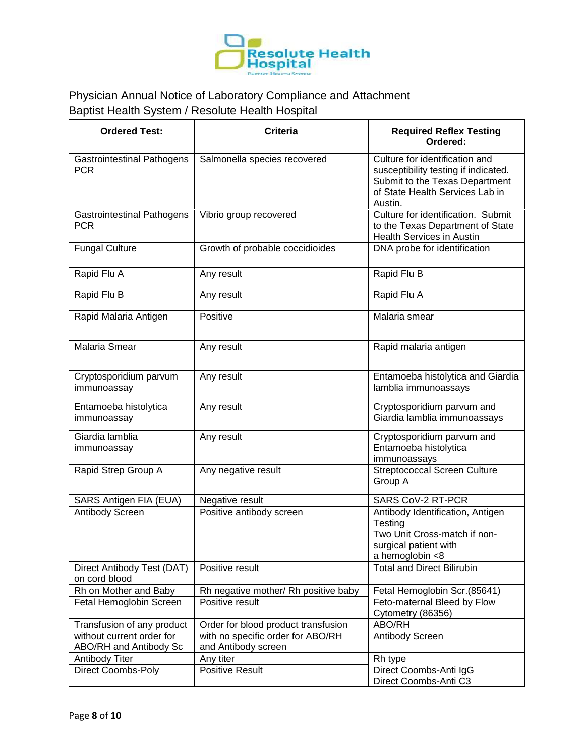Physician Annual Notice of Laboratory Compliance and Attachment
Baptist Health System / Resolute Health Hospital

| Ordered Test: | Criteria | Required Reflex Testing Ordered: |
|---|---|---|
| Gastrointestinal Pathogens PCR | Salmonella species recovered | Culture for identification and susceptibility testing if indicated. Submit to the Texas Department of State Health Services Lab in Austin. |
| Gastrointestinal Pathogens PCR | Vibrio group recovered | Culture for identification. Submit to the Texas Department of State Health Services in Austin |
| Fungal Culture | Growth of probable coccidioides | DNA probe for identification |
| Rapid Flu A | Any result | Rapid Flu B |
| Rapid Flu B | Any result | Rapid Flu A |
| Rapid Malaria Antigen | Positive | Malaria smear |
| Malaria Smear | Any result | Rapid malaria antigen |
| Cryptosporidium parvum immunoassay | Any result | Entamoeba histolytica and Giardia lamblia immunoassays |
| Entamoeba histolytica immunoassay | Any result | Cryptosporidium parvum and Giardia lamblia immunoassays |
| Giardia lamblia immunoassay | Any result | Cryptosporidium parvum and Entamoeba histolytica immunoassays |
| Rapid Strep Group A | Any negative result | Streptococcal Screen Culture Group A |
| SARS Antigen FIA (EUA) | Negative result | SARS CoV-2 RT-PCR |
| Antibody Screen | Positive antibody screen | Antibody Identification, Antigen Testing<br>Two Unit Cross-match if non-surgical patient with a hemoglobin <8 |
| Direct Antibody Test (DAT) on cord blood | Positive result | Total and Direct Bilirubin |
| Rh on Mother and Baby | Rh negative mother/ Rh positive baby | Fetal Hemoglobin Scr.(85641) |
| Fetal Hemoglobin Screen | Positive result | Feto-maternal Bleed by Flow Cytometry (86356) |
| Transfusion of any product without current order for ABO/RH and Antibody Sc | Order for blood product transfusion with no specific order for ABO/RH and Antibody screen | ABO/RH<br>Antibody Screen |
| Antibody Titer | Any titer | Rh type |
| Direct Coombs-Poly | Positive Result | Direct Coombs-Anti IgG<br>Direct Coombs-Anti C3 |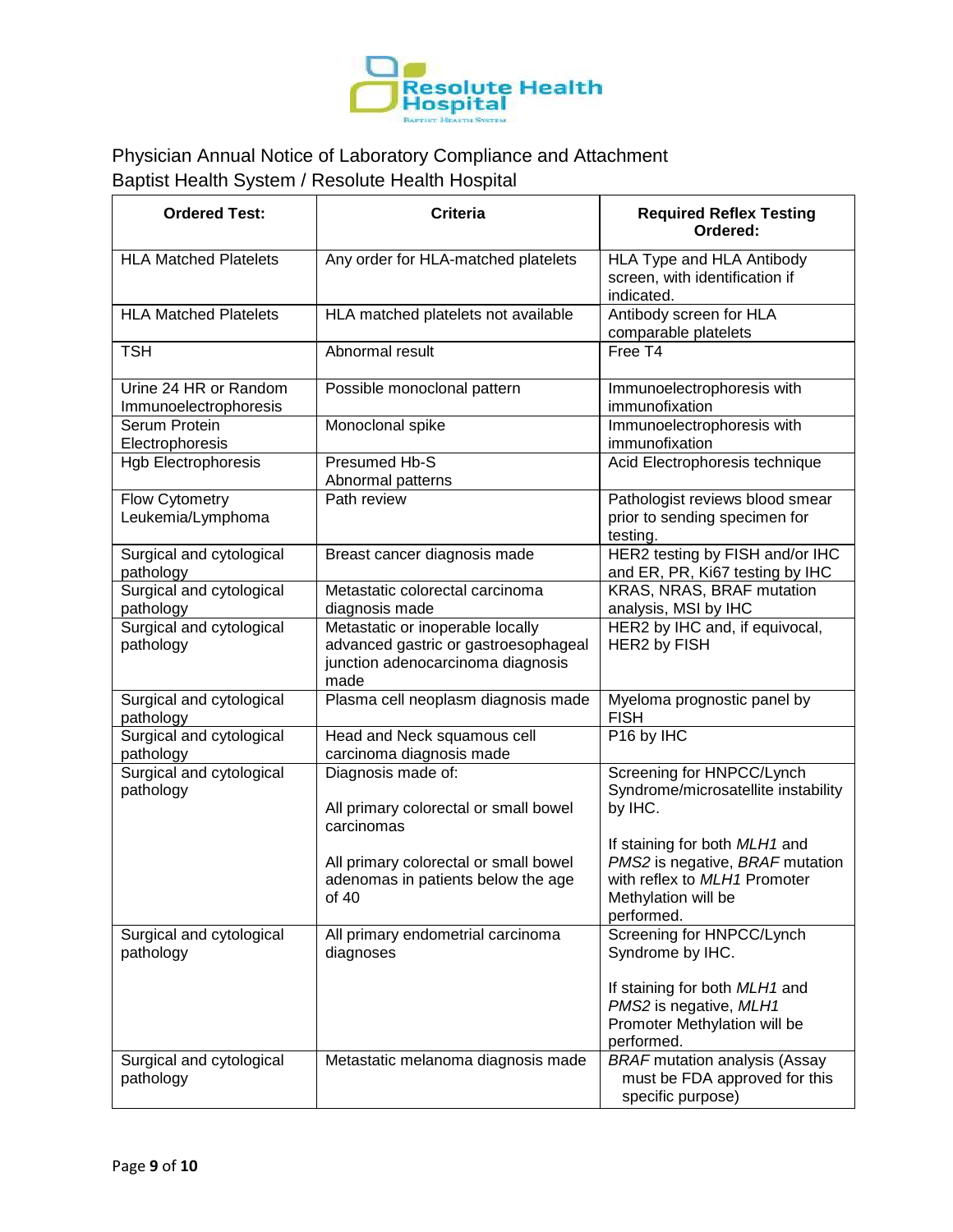Physician Annual Notice of Laboratory Compliance and Attachment
Baptist Health System / Resolute Health Hospital

| Ordered Test: | Criteria | Required Reflex Testing Ordered: |
|---|---|---|
| HLA Matched Platelets | Any order for HLA-matched platelets | HLA Type and HLA Antibody screen, with identification if indicated. |
| HLA Matched Platelets | HLA matched platelets not available | Antibody screen for HLA comparable platelets |
| TSH | Abnormal result | Free T4 |
| Urine 24 HR or Random Immunoelectrophoresis | Possible monoclonal pattern | Immunoelectrophoresis with immunofixation |
| Serum Protein Electrophoresis | Monoclonal spike | Immunoelectrophoresis with immunofixation |
| Hgb Electrophoresis | Presumed Hb-S<br>Abnormal patterns | Acid Electrophoresis technique |
| Flow Cytometry Leukemia/Lymphoma | Path review | Pathologist reviews blood smear prior to sending specimen for testing. |
| Surgical and cytological pathology | Breast cancer diagnosis made | HER2 testing by FISH and/or IHC and ER, PR, Ki67 testing by IHC |
| Surgical and cytological pathology | Metastatic colorectal carcinoma diagnosis made | KRAS, NRAS, BRAF mutation analysis, MSI by IHC |
| Surgical and cytological pathology | Metastatic or inoperable locally advanced gastric or gastroesophageal junction adenocarcinoma diagnosis made | HER2 by IHC and, if equivocal, HER2 by FISH |
| Surgical and cytological pathology | Plasma cell neoplasm diagnosis made | Myeloma prognostic panel by FISH |
| Surgical and cytological pathology | Head and Neck squamous cell carcinoma diagnosis made | P16 by IHC |
| Surgical and cytological pathology | Diagnosis made of:<br><br>All primary colorectal or small bowel carcinomas<br><br>All primary colorectal or small bowel adenomas in patients below the age of 40 | Screening for HNPCC/Lynch Syndrome/microsatellite instability by IHC.<br><br>If staining for both *MLH1* and *PMS2* is negative, *BRAF* mutation with reflex to *MLH1* Promoter Methylation will be performed. |
| Surgical and cytological pathology | All primary endometrial carcinoma diagnoses | Screening for HNPCC/Lynch Syndrome by IHC.<br><br>If staining for both *MLH1* and *PMS2* is negative, *MLH1* Promoter Methylation will be performed. |
| Surgical and cytological pathology | Metastatic melanoma diagnosis made | *BRAF* mutation analysis (Assay must be FDA approved for this specific purpose) |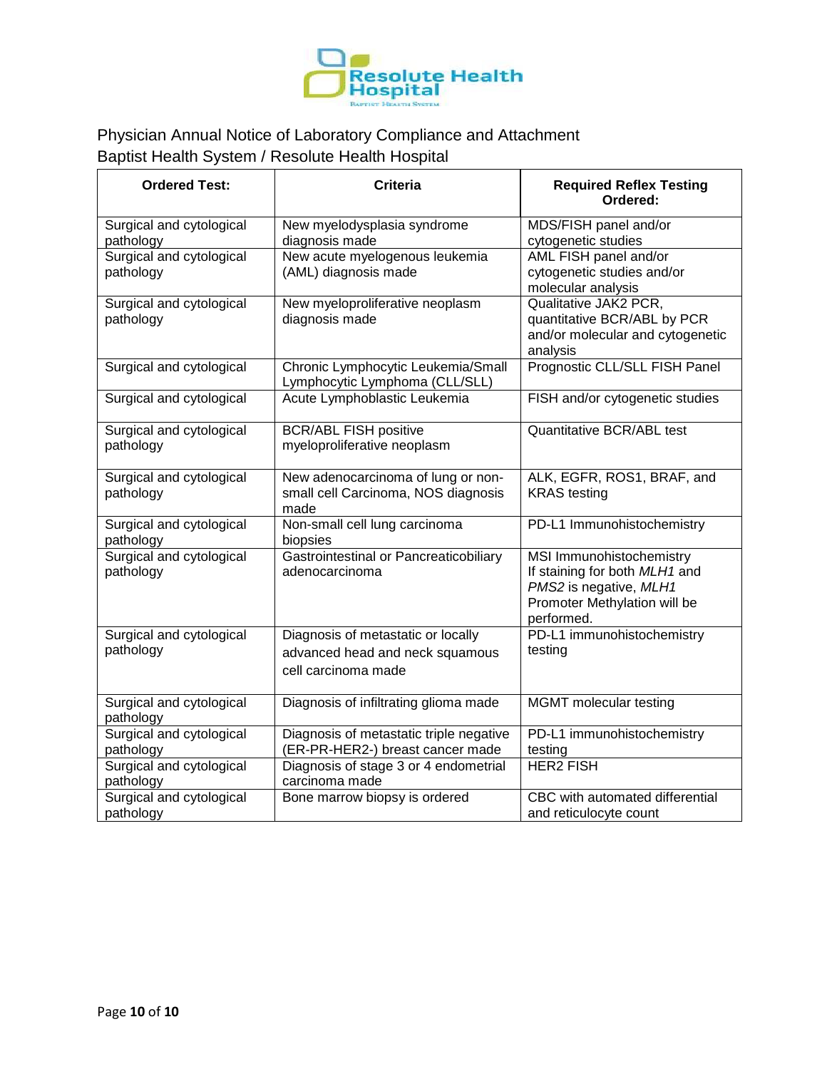Physician Annual Notice of Laboratory Compliance and Attachment
Baptist Health System / Resolute Health Hospital

| Ordered Test: | Criteria | Required Reflex Testing Ordered: |
|---|---|---|
| Surgical and cytological pathology | New myelodysplasia syndrome diagnosis made | MDS/FISH panel and/or cytogenetic studies |
| Surgical and cytological pathology | New acute myelogenous leukemia (AML) diagnosis made | AML FISH panel and/or cytogenetic studies and/or molecular analysis |
| Surgical and cytological pathology | New myeloproliferative neoplasm diagnosis made | Qualitative JAK2 PCR, quantitative BCR/ABL by PCR and/or molecular and cytogenetic analysis |
| Surgical and cytological | Chronic Lymphocytic Leukemia/Small Lymphocytic Lymphoma (CLL/SLL) | Prognostic CLL/SLL FISH Panel |
| Surgical and cytological | Acute Lymphoblastic Leukemia | FISH and/or cytogenetic studies |
| Surgical and cytological pathology | BCR/ABL FISH positive myeloproliferative neoplasm | Quantitative BCR/ABL test |
| Surgical and cytological pathology | New adenocarcinoma of lung or non-small cell Carcinoma, NOS diagnosis made | ALK, EGFR, ROS1, BRAF, and KRAS testing |
| Surgical and cytological pathology | Non-small cell lung carcinoma biopsies | PD-L1 Immunohistochemistry |
| Surgical and cytological pathology | Gastrointestinal or Pancreaticobiliary adenocarcinoma | MSI Immunohistochemistry If staining for both *MLH1* and *PMS2* is negative, *MLH1* Promoter Methylation will be performed. |
| Surgical and cytological pathology | Diagnosis of metastatic or locally advanced head and neck squamous cell carcinoma made | PD-L1 immunohistochemistry testing |
| Surgical and cytological pathology | Diagnosis of infiltrating glioma made | MGMT molecular testing |
| Surgical and cytological pathology | Diagnosis of metastatic triple negative (ER-PR-HER2-) breast cancer made | PD-L1 immunohistochemistry testing |
| Surgical and cytological pathology | Diagnosis of stage 3 or 4 endometrial carcinoma made | HER2 FISH |
| Surgical and cytological pathology | Bone marrow biopsy is ordered | CBC with automated differential and reticulocyte count |